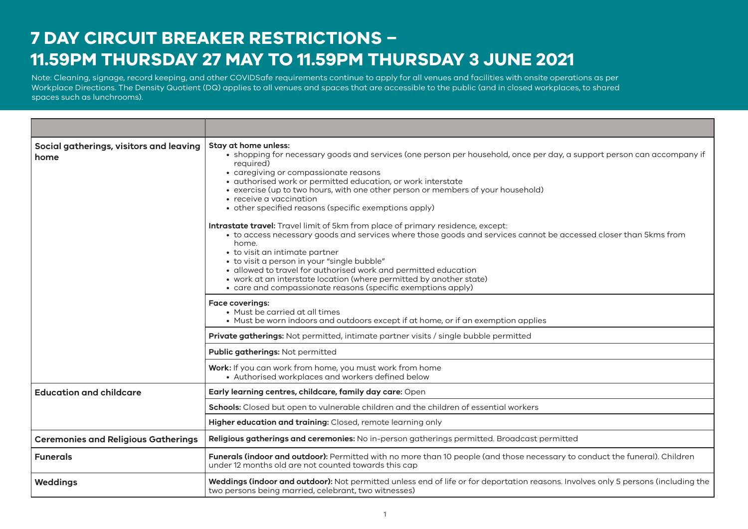# 7 DAY CIRCUIT BREAKER RESTRICTIONS – 11.59PM THURSDAY 27 MAY TO 11.59PM THURSDAY 3 JUNE 2021

Note: Cleaning, signage, record keeping, and other COVIDSafe requirements continue to apply for all venues and facilities with onsite operations as per Workplace Directions. The Density Quotient (DQ) applies to all venues and spaces that are accessible to the public (and in closed workplaces, to shared spaces such as lunchrooms).

| | |
|---|---|
| **Social gatherings, visitors and leaving home** | **Stay at home unless:**<br>• shopping for necessary goods and services (one person per household, once per day, a support person can accompany if required)<br>• caregiving or compassionate reasons<br>• authorised work or permitted education, or work interstate<br>• exercise (up to two hours, with one other person or members of your household)<br>• receive a vaccination<br>• other specified reasons (specific exemptions apply)<br><br>**Intrastate travel:** Travel limit of 5km from place of primary residence, except:<br>• to access necessary goods and services where those goods and services cannot be accessed closer than 5kms from home.<br>• to visit an intimate partner<br>• to visit a person in your "single bubble"<br>• allowed to travel for authorised work and permitted education<br>• work at an interstate location (where permitted by another state)<br>• care and compassionate reasons (specific exemptions apply) |
| | **Face coverings:**<br>• Must be carried at all times<br>• Must be worn indoors and outdoors except if at home, or if an exemption applies |
| | **Private gatherings:** Not permitted, intimate partner visits / single bubble permitted |
| | **Public gatherings:** Not permitted |
| | **Work:** If you can work from home, you must work from home<br>• Authorised workplaces and workers defined below |
| **Education and childcare** | **Early learning centres, childcare, family day care:** Open |
| | **Schools:** Closed but open to vulnerable children and the children of essential workers |
| | **Higher education and training:** Closed, remote learning only |
| **Ceremonies and Religious Gatherings** | **Religious gatherings and ceremonies:** No in-person gatherings permitted. Broadcast permitted |
| **Funerals** | **Funerals (indoor and outdoor):** Permitted with no more than 10 people (and those necessary to conduct the funeral). Children under 12 months old are not counted towards this cap |
| **Weddings** | **Weddings (indoor and outdoor):** Not permitted unless end of life or for deportation reasons. Involves only 5 persons (including the two persons being married, celebrant, two witnesses) |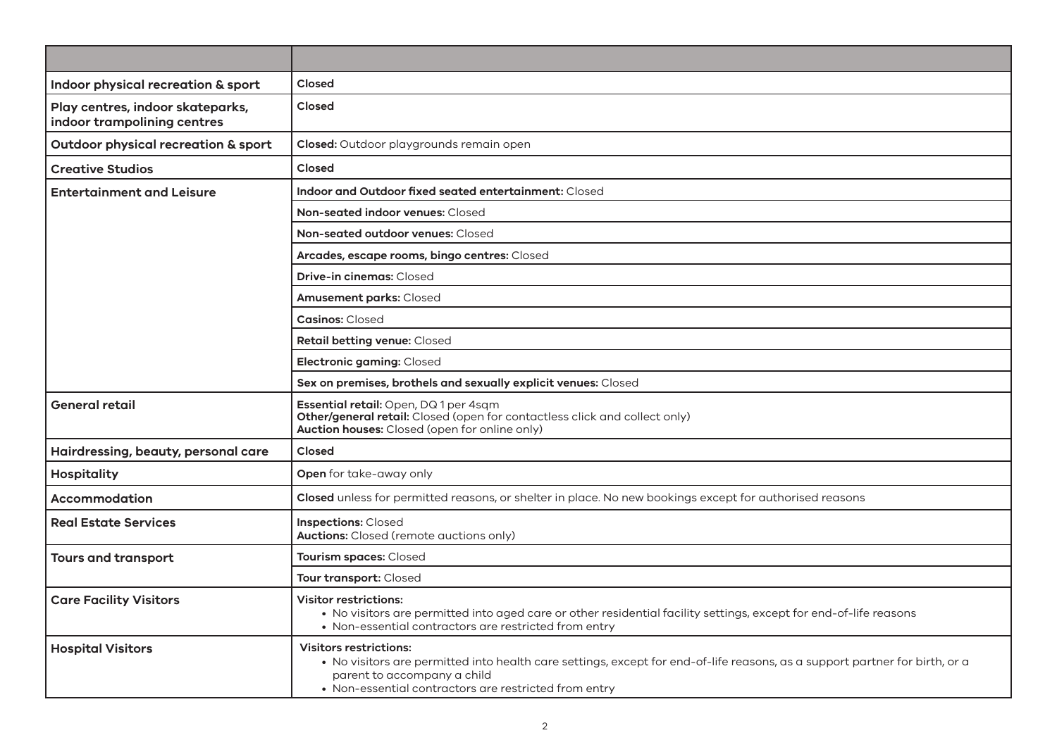| | |
|---|---|
| **Indoor physical recreation & sport** | **Closed** |
| **Play centres, indoor skateparks, indoor trampolining centres** | **Closed** |
| **Outdoor physical recreation & sport** | **Closed:** Outdoor playgrounds remain open |
| **Creative Studios** | **Closed** |
| **Entertainment and Leisure** | **Indoor and Outdoor fixed seated entertainment:** Closed |
| | **Non-seated indoor venues:** Closed |
| | **Non-seated outdoor venues:** Closed |
| | **Arcades, escape rooms, bingo centres:** Closed |
| | **Drive-in cinemas:** Closed |
| | **Amusement parks:** Closed |
| | **Casinos:** Closed |
| | **Retail betting venue:** Closed |
| | **Electronic gaming:** Closed |
| | **Sex on premises, brothels and sexually explicit venues:** Closed |
| **General retail** | **Essential retail:** Open, DQ 1 per 4sqm<br>**Other/general retail:** Closed (open for contactless click and collect only)<br>**Auction houses:** Closed (open for online only) |
| **Hairdressing, beauty, personal care** | **Closed** |
| **Hospitality** | **Open** for take-away only |
| **Accommodation** | **Closed** unless for permitted reasons, or shelter in place. No new bookings except for authorised reasons |
| **Real Estate Services** | **Inspections:** Closed<br>**Auctions:** Closed (remote auctions only) |
| **Tours and transport** | **Tourism spaces:** Closed |
| | **Tour transport:** Closed |
| **Care Facility Visitors** | **Visitor restrictions:**<br>• No visitors are permitted into aged care or other residential facility settings, except for end-of-life reasons<br>• Non-essential contractors are restricted from entry |
| **Hospital Visitors** | **Visitors restrictions:**<br>• No visitors are permitted into health care settings, except for end-of-life reasons, as a support partner for birth, or a parent to accompany a child<br>• Non-essential contractors are restricted from entry |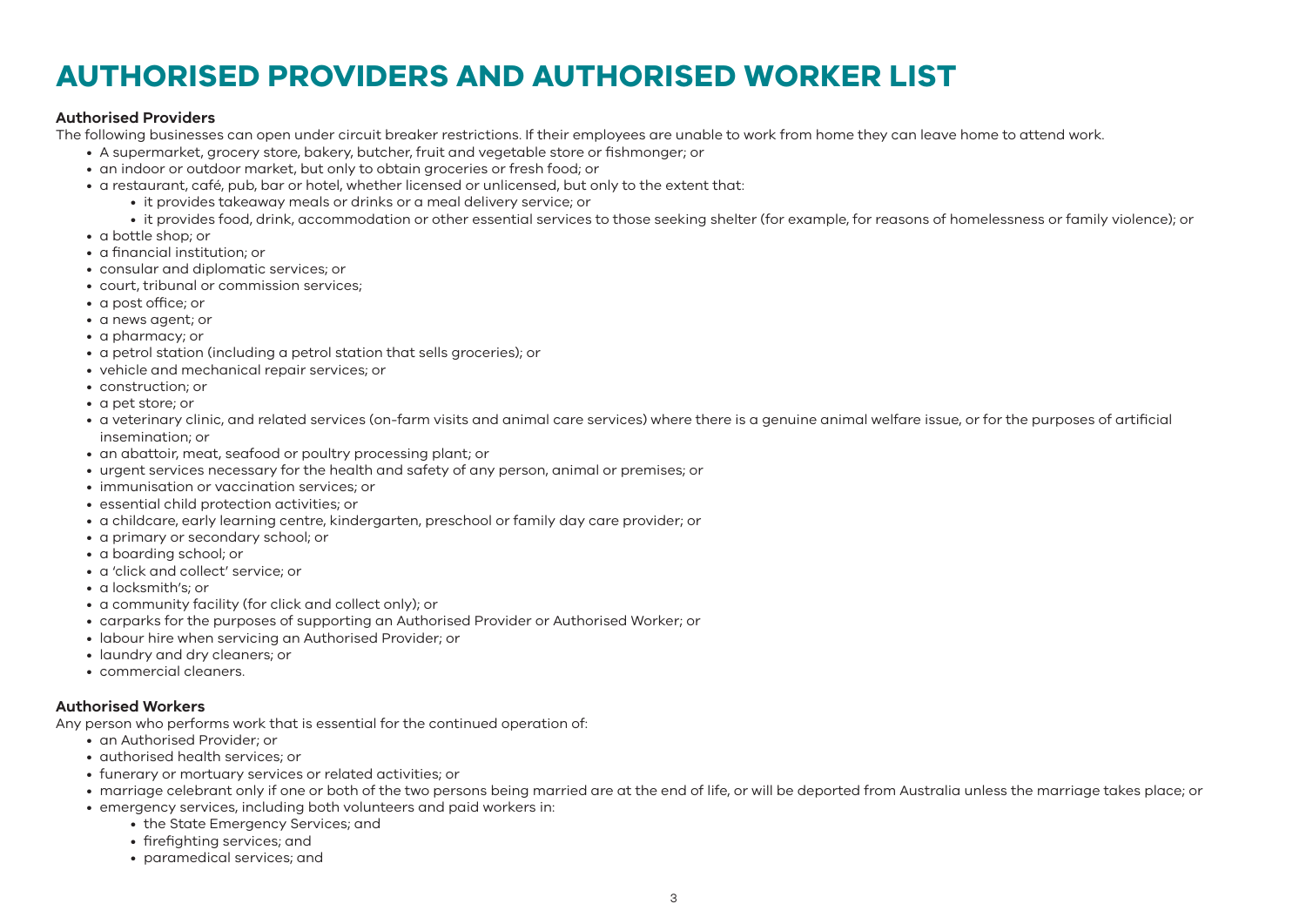# AUTHORISED PROVIDERS AND AUTHORISED WORKER LIST

### Authorised Providers

The following businesses can open under circuit breaker restrictions. If their employees are unable to work from home they can leave home to attend work.

- A supermarket, grocery store, bakery, butcher, fruit and vegetable store or fishmonger; or
- an indoor or outdoor market, but only to obtain groceries or fresh food; or
- a restaurant, café, pub, bar or hotel, whether licensed or unlicensed, but only to the extent that:
  - it provides takeaway meals or drinks or a meal delivery service; or
  - it provides food, drink, accommodation or other essential services to those seeking shelter (for example, for reasons of homelessness or family violence); or
- a bottle shop; or
- a financial institution; or
- consular and diplomatic services; or
- court, tribunal or commission services;
- a post office; or
- a news agent; or
- a pharmacy; or
- a petrol station (including a petrol station that sells groceries); or
- vehicle and mechanical repair services; or
- construction; or
- a pet store; or
- a veterinary clinic, and related services (on-farm visits and animal care services) where there is a genuine animal welfare issue, or for the purposes of artificial insemination; or
- an abattoir, meat, seafood or poultry processing plant; or
- urgent services necessary for the health and safety of any person, animal or premises; or
- immunisation or vaccination services; or
- essential child protection activities; or
- a childcare, early learning centre, kindergarten, preschool or family day care provider; or
- a primary or secondary school; or
- a boarding school; or
- a 'click and collect' service; or
- a locksmith's; or
- a community facility (for click and collect only); or
- carparks for the purposes of supporting an Authorised Provider or Authorised Worker; or
- labour hire when servicing an Authorised Provider; or
- laundry and dry cleaners; or
- commercial cleaners.

### Authorised Workers

Any person who performs work that is essential for the continued operation of:

- an Authorised Provider; or
- authorised health services; or
- funerary or mortuary services or related activities; or
- marriage celebrant only if one or both of the two persons being married are at the end of life, or will be deported from Australia unless the marriage takes place; or
- emergency services, including both volunteers and paid workers in:
  - the State Emergency Services; and
  - firefighting services; and
  - paramedical services; and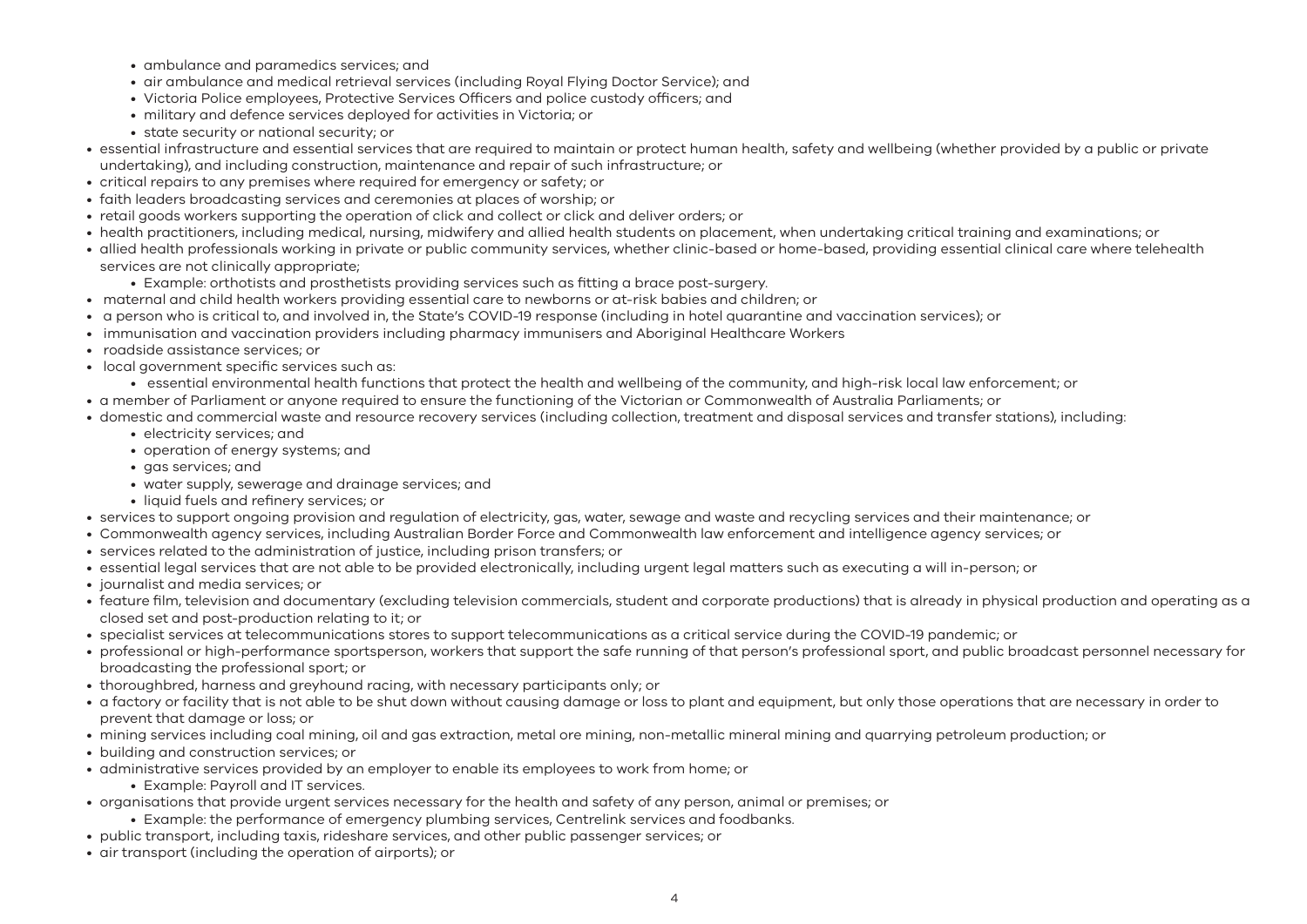- ambulance and paramedics services; and
  - air ambulance and medical retrieval services (including Royal Flying Doctor Service); and
  - Victoria Police employees, Protective Services Officers and police custody officers; and
  - military and defence services deployed for activities in Victoria; or
  - state security or national security; or
- essential infrastructure and essential services that are required to maintain or protect human health, safety and wellbeing (whether provided by a public or private undertaking), and including construction, maintenance and repair of such infrastructure; or
- critical repairs to any premises where required for emergency or safety; or
- faith leaders broadcasting services and ceremonies at places of worship; or
- retail goods workers supporting the operation of click and collect or click and deliver orders; or
- health practitioners, including medical, nursing, midwifery and allied health students on placement, when undertaking critical training and examinations; or
- allied health professionals working in private or public community services, whether clinic-based or home-based, providing essential clinical care where telehealth services are not clinically appropriate;
  - Example: orthotists and prosthetists providing services such as fitting a brace post-surgery.
- maternal and child health workers providing essential care to newborns or at-risk babies and children; or
- a person who is critical to, and involved in, the State's COVID-19 response (including in hotel quarantine and vaccination services); or
- immunisation and vaccination providers including pharmacy immunisers and Aboriginal Healthcare Workers
- roadside assistance services; or
- local government specific services such as:
  - essential environmental health functions that protect the health and wellbeing of the community, and high-risk local law enforcement; or
- a member of Parliament or anyone required to ensure the functioning of the Victorian or Commonwealth of Australia Parliaments; or
- domestic and commercial waste and resource recovery services (including collection, treatment and disposal services and transfer stations), including:
  - electricity services; and
  - operation of energy systems; and
  - gas services; and
  - water supply, sewerage and drainage services; and
  - liquid fuels and refinery services; or
- services to support ongoing provision and regulation of electricity, gas, water, sewage and waste and recycling services and their maintenance; or
- Commonwealth agency services, including Australian Border Force and Commonwealth law enforcement and intelligence agency services; or
- services related to the administration of justice, including prison transfers; or
- essential legal services that are not able to be provided electronically, including urgent legal matters such as executing a will in-person; or
- journalist and media services; or
- feature film, television and documentary (excluding television commercials, student and corporate productions) that is already in physical production and operating as a closed set and post-production relating to it; or
- specialist services at telecommunications stores to support telecommunications as a critical service during the COVID-19 pandemic; or
- professional or high-performance sportsperson, workers that support the safe running of that person's professional sport, and public broadcast personnel necessary for broadcasting the professional sport; or
- thoroughbred, harness and greyhound racing, with necessary participants only; or
- a factory or facility that is not able to be shut down without causing damage or loss to plant and equipment, but only those operations that are necessary in order to prevent that damage or loss; or
- mining services including coal mining, oil and gas extraction, metal ore mining, non-metallic mineral mining and quarrying petroleum production; or
- building and construction services; or
- administrative services provided by an employer to enable its employees to work from home; or
  - Example: Payroll and IT services.
- organisations that provide urgent services necessary for the health and safety of any person, animal or premises; or
  - Example: the performance of emergency plumbing services, Centrelink services and foodbanks.
- public transport, including taxis, rideshare services, and other public passenger services; or
- air transport (including the operation of airports); or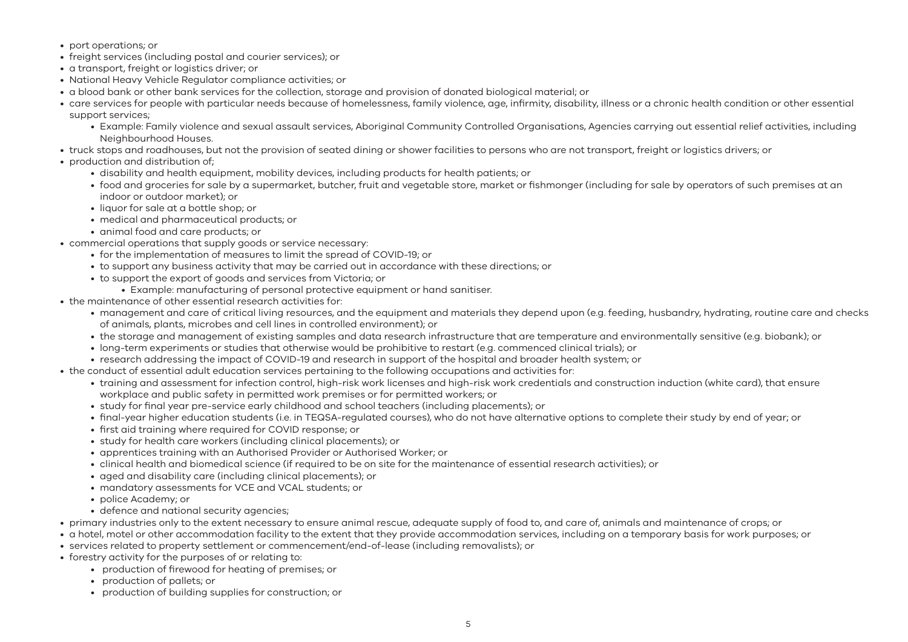- port operations; or
- freight services (including postal and courier services); or
- a transport, freight or logistics driver; or
- National Heavy Vehicle Regulator compliance activities; or
- a blood bank or other bank services for the collection, storage and provision of donated biological material; or
- care services for people with particular needs because of homelessness, family violence, age, infirmity, disability, illness or a chronic health condition or other essential support services;
  - Example: Family violence and sexual assault services, Aboriginal Community Controlled Organisations, Agencies carrying out essential relief activities, including Neighbourhood Houses.
- truck stops and roadhouses, but not the provision of seated dining or shower facilities to persons who are not transport, freight or logistics drivers; or
- production and distribution of;
  - disability and health equipment, mobility devices, including products for health patients; or
  - food and groceries for sale by a supermarket, butcher, fruit and vegetable store, market or fishmonger (including for sale by operators of such premises at an indoor or outdoor market); or
  - liquor for sale at a bottle shop; or
  - medical and pharmaceutical products; or
  - animal food and care products; or
- commercial operations that supply goods or service necessary:
  - for the implementation of measures to limit the spread of COVID-19; or
  - to support any business activity that may be carried out in accordance with these directions; or
  - to support the export of goods and services from Victoria; or
    - Example: manufacturing of personal protective equipment or hand sanitiser.
- the maintenance of other essential research activities for:
  - management and care of critical living resources, and the equipment and materials they depend upon (e.g. feeding, husbandry, hydrating, routine care and checks of animals, plants, microbes and cell lines in controlled environment); or
  - the storage and management of existing samples and data research infrastructure that are temperature and environmentally sensitive (e.g. biobank); or
  - long-term experiments or studies that otherwise would be prohibitive to restart (e.g. commenced clinical trials); or
  - research addressing the impact of COVID-19 and research in support of the hospital and broader health system; or
- the conduct of essential adult education services pertaining to the following occupations and activities for:
  - training and assessment for infection control, high-risk work licenses and high-risk work credentials and construction induction (white card), that ensure workplace and public safety in permitted work premises or for permitted workers; or
  - study for final year pre-service early childhood and school teachers (including placements); or
  - final-year higher education students (i.e. in TEQSA-regulated courses), who do not have alternative options to complete their study by end of year; or
  - first aid training where required for COVID response; or
  - study for health care workers (including clinical placements); or
  - apprentices training with an Authorised Provider or Authorised Worker; or
  - clinical health and biomedical science (if required to be on site for the maintenance of essential research activities); or
  - aged and disability care (including clinical placements); or
  - mandatory assessments for VCE and VCAL students; or
  - police Academy; or
  - defence and national security agencies;
- primary industries only to the extent necessary to ensure animal rescue, adequate supply of food to, and care of, animals and maintenance of crops; or
- a hotel, motel or other accommodation facility to the extent that they provide accommodation services, including on a temporary basis for work purposes; or
- services related to property settlement or commencement/end-of-lease (including removalists); or
- forestry activity for the purposes of or relating to:
  - production of firewood for heating of premises; or
  - production of pallets; or
  - production of building supplies for construction; or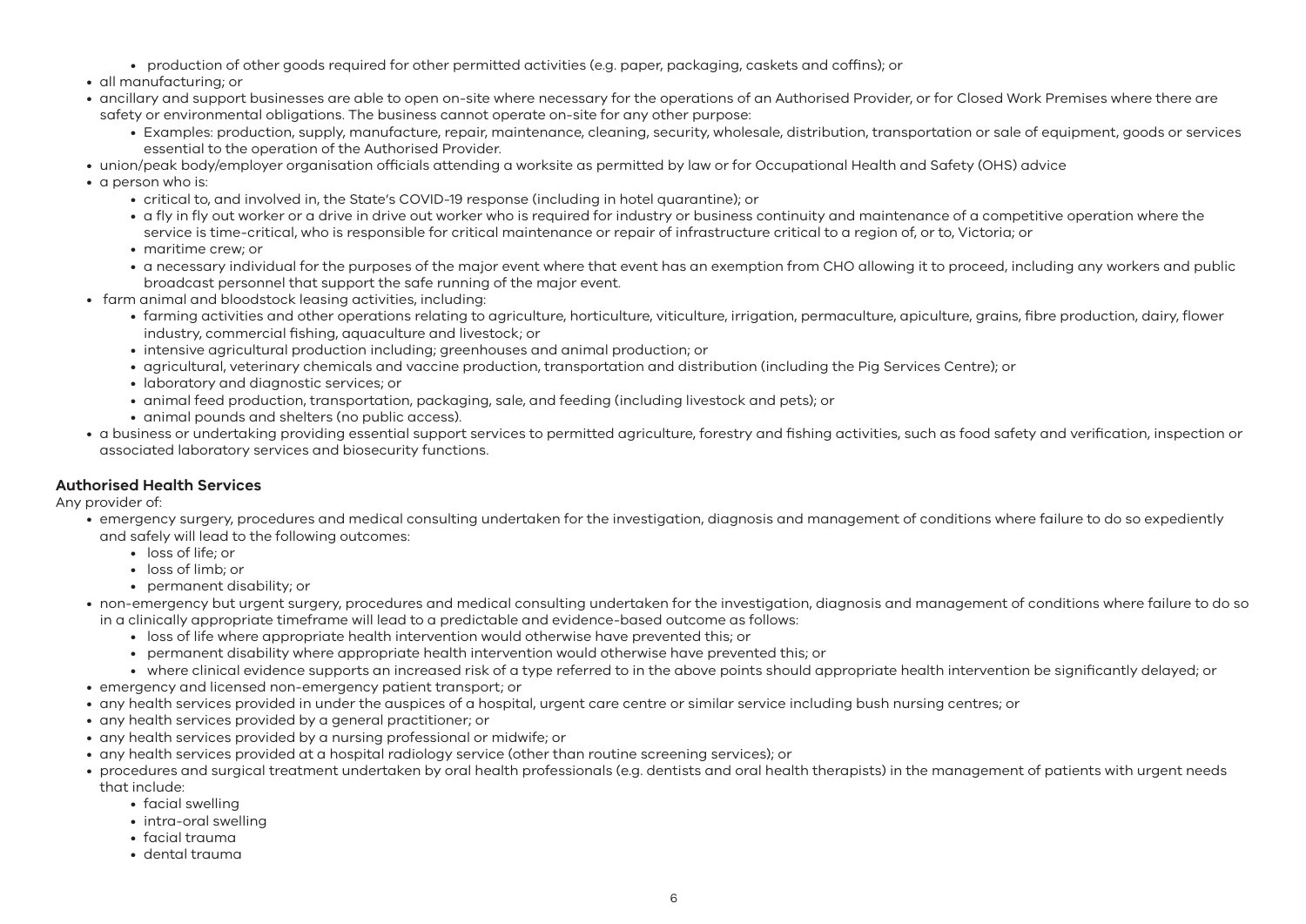- production of other goods required for other permitted activities (e.g. paper, packaging, caskets and coffins); or
- all manufacturing; or
- ancillary and support businesses are able to open on-site where necessary for the operations of an Authorised Provider, or for Closed Work Premises where there are safety or environmental obligations. The business cannot operate on-site for any other purpose:
    - Examples: production, supply, manufacture, repair, maintenance, cleaning, security, wholesale, distribution, transportation or sale of equipment, goods or services essential to the operation of the Authorised Provider.
- union/peak body/employer organisation officials attending a worksite as permitted by law or for Occupational Health and Safety (OHS) advice
- a person who is:
    - critical to, and involved in, the State's COVID-19 response (including in hotel quarantine); or
    - a fly in fly out worker or a drive in drive out worker who is required for industry or business continuity and maintenance of a competitive operation where the service is time-critical, who is responsible for critical maintenance or repair of infrastructure critical to a region of, or to, Victoria; or
    - maritime crew; or
    - a necessary individual for the purposes of the major event where that event has an exemption from CHO allowing it to proceed, including any workers and public broadcast personnel that support the safe running of the major event.
- farm animal and bloodstock leasing activities, including:
    - farming activities and other operations relating to agriculture, horticulture, viticulture, irrigation, permaculture, apiculture, grains, fibre production, dairy, flower industry, commercial fishing, aquaculture and livestock; or
    - intensive agricultural production including; greenhouses and animal production; or
    - agricultural, veterinary chemicals and vaccine production, transportation and distribution (including the Pig Services Centre); or
    - laboratory and diagnostic services; or
    - animal feed production, transportation, packaging, sale, and feeding (including livestock and pets); or
    - animal pounds and shelters (no public access).
- a business or undertaking providing essential support services to permitted agriculture, forestry and fishing activities, such as food safety and verification, inspection or associated laboratory services and biosecurity functions.

**Authorised Health Services**

Any provider of:

- emergency surgery, procedures and medical consulting undertaken for the investigation, diagnosis and management of conditions where failure to do so expediently and safely will lead to the following outcomes:
    - loss of life; or
    - loss of limb; or
    - permanent disability; or
- non-emergency but urgent surgery, procedures and medical consulting undertaken for the investigation, diagnosis and management of conditions where failure to do so in a clinically appropriate timeframe will lead to a predictable and evidence-based outcome as follows:
    - loss of life where appropriate health intervention would otherwise have prevented this; or
    - permanent disability where appropriate health intervention would otherwise have prevented this; or
    - where clinical evidence supports an increased risk of a type referred to in the above points should appropriate health intervention be significantly delayed; or
- emergency and licensed non-emergency patient transport; or
- any health services provided in under the auspices of a hospital, urgent care centre or similar service including bush nursing centres; or
- any health services provided by a general practitioner; or
- any health services provided by a nursing professional or midwife; or
- any health services provided at a hospital radiology service (other than routine screening services); or
- procedures and surgical treatment undertaken by oral health professionals (e.g. dentists and oral health therapists) in the management of patients with urgent needs that include:
    - facial swelling
    - intra-oral swelling
    - facial trauma
    - dental trauma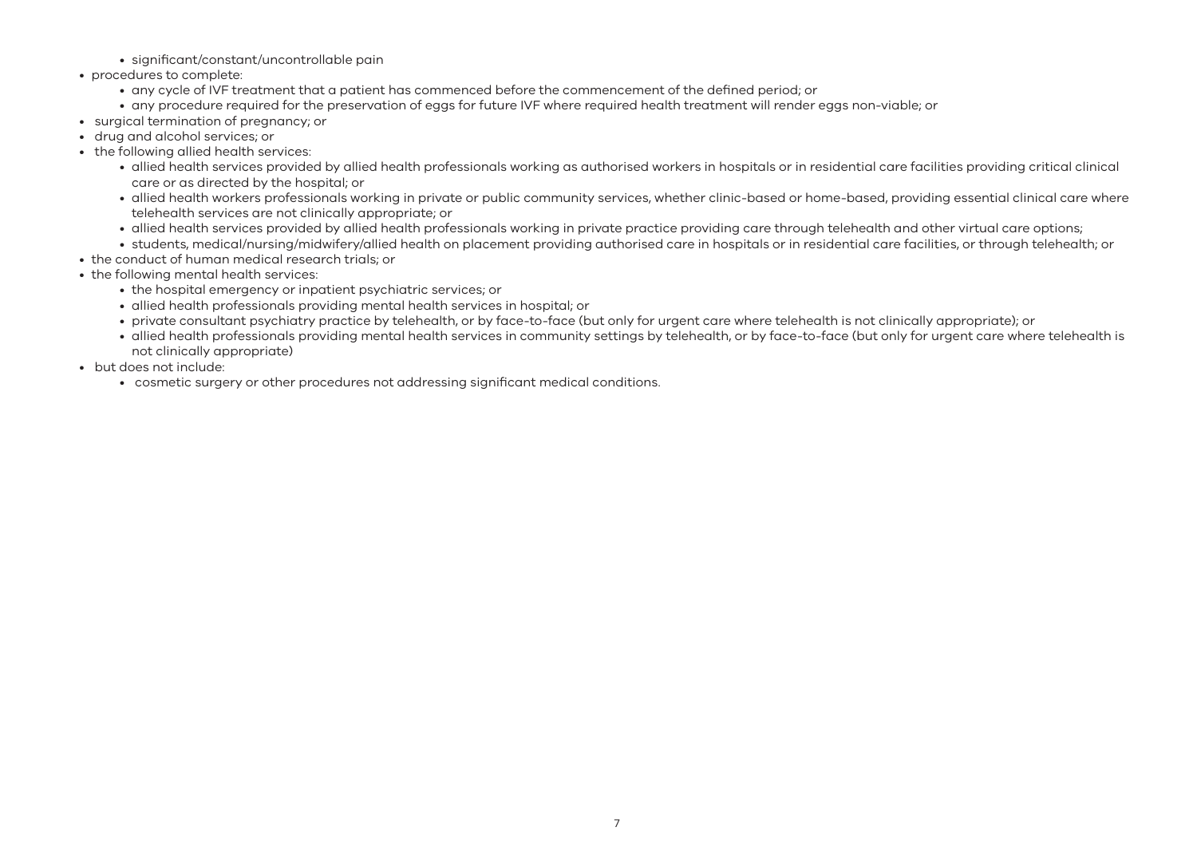- significant/constant/uncontrollable pain
- procedures to complete:
    - any cycle of IVF treatment that a patient has commenced before the commencement of the defined period; or
    - any procedure required for the preservation of eggs for future IVF where required health treatment will render eggs non-viable; or
- surgical termination of pregnancy; or
- drug and alcohol services; or
- the following allied health services:
    - allied health services provided by allied health professionals working as authorised workers in hospitals or in residential care facilities providing critical clinical care or as directed by the hospital; or
    - allied health workers professionals working in private or public community services, whether clinic-based or home-based, providing essential clinical care where telehealth services are not clinically appropriate; or
    - allied health services provided by allied health professionals working in private practice providing care through telehealth and other virtual care options;
    - students, medical/nursing/midwifery/allied health on placement providing authorised care in hospitals or in residential care facilities, or through telehealth; or
- the conduct of human medical research trials; or
- the following mental health services:
    - the hospital emergency or inpatient psychiatric services; or
    - allied health professionals providing mental health services in hospital; or
    - private consultant psychiatry practice by telehealth, or by face-to-face (but only for urgent care where telehealth is not clinically appropriate); or
    - allied health professionals providing mental health services in community settings by telehealth, or by face-to-face (but only for urgent care where telehealth is not clinically appropriate)
- but does not include:
    - cosmetic surgery or other procedures not addressing significant medical conditions.